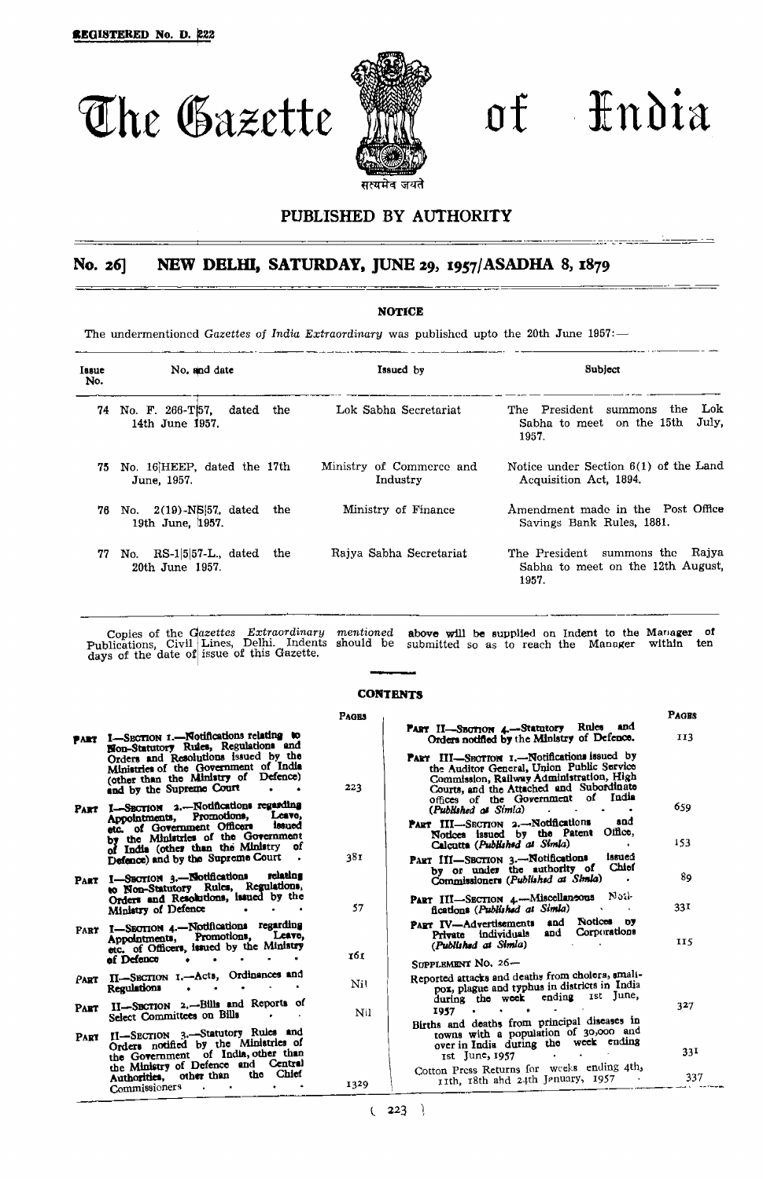REGISTERED No. D. 222

# The Gazette of India

सत्यमेव जयते

## PUBLISHED BY AUTHORITY

## No. 26] NEW DELHI, SATURDAY, JUNE 29, 1957/ASADHA 8, 1879

### NOTICE

The undermentioned *Gazettes of India Extraordinary* was published upto the 20th June 1957:—

| Issue No. | No. and date | Issued by | Subject |
|---|---|---|---|
| 74 | No. F. 266-T\|57, dated the 14th June 1957. | Lok Sabha Secretariat | The President summons the Lok Sabha to meet on the 15th July, 1957. |
| 75 | No. 16\|HEEP, dated the 17th June, 1957. | Ministry of Commerce and Industry | Notice under Section 6(1) of the Land Acquisition Act, 1894. |
| 76 | No. 2(19)-NS\|57, dated the 19th June, 1957. | Ministry of Finance | Amendment made in the Post Office Savings Bank Rules, 1881. |
| 77 | No. RS-1\|5\|57-L., dated the 20th June 1957. | Rajya Sabha Secretariat | The President summons the Rajya Sabha to meet on the 12th August, 1957. |

Copies of the *Gazettes Extraordinary* mentioned above will be supplied on Indent to the Manager of Publications, Civil Lines, Delhi. Indents should be submitted so as to reach the Manager within ten days of the date of issue of this Gazette.

### CONTENTS

| | PAGES |
|---|---|
| PART I—SECTION 1.—Notifications relating to Non-Statutory Rules, Regulations and Orders and Resolutions issued by the Ministries of the Government of India (other than the Ministry of Defence) and by the Supreme Court | 223 |
| PART I—SECTION 2.—Notifications regarding Appointments, Promotions, Leave, etc. of Government Officers issued by the Ministries of the Government of India (other than the Ministry of Defence) and by the Supreme Court | 381 |
| PART I—SECTION 3.—Notifications relating to Non-Statutory Rules, Regulations, Orders and Resolutions, issued by the Ministry of Defence | 57 |
| PART I—SECTION 4.—Notifications regarding Appointments, Promotions, Leave, etc. of Officers, issued by the Ministry of Defence | 161 |
| PART II—SECTION 1.—Acts, Ordinances and Regulations | Nil |
| PART II—SECTION 2.—Bills and Reports of Select Committees on Bills | Nil |
| PART II—SECTION 3.—Statutory Rules and Orders notified by the Ministries of the Government of India, other than the Ministry of Defence and Central Authorities, other than the Chief Commissioners | 1329 |
| PART II—SECTION 4.—Statutory Rules and Orders notified by the Ministry of Defence. | 113 |
| PART III—SECTION 1.—Notifications issued by the Auditor General, Union Public Service Commission, Railway Administration, High Courts, and the Attached and Subordinate offices of the Government of India (*Published at Simla*) | 659 |
| PART III—SECTION 2.—Notifications and Notices issued by the Patent Office, Calcutta (*Published at Simla*) | 153 |
| PART III—SECTION 3.—Notifications issued by or under the authority of Chief Commissioners (*Published at Simla*) | 89 |
| PART III—SECTION 4.—Miscellaneous Notifications (*Published at Simla*) | 331 |
| PART IV—Advertisements and Notices by Private individuals and Corporations (*Published at Simla*) | 115 |
| SUPPLEMENT No. 26— | |
| Reported attacks and deaths from cholera, small-pox, plague and typhus in districts in India during the week ending 1st June, 1957 | 327 |
| Births and deaths from principal diseases in towns with a population of 30,000 and over in India during the week ending 1st June, 1957 | 331 |
| Cotton Press Returns for weeks ending 4th, 11th, 18th and 24th January, 1957 | 337 |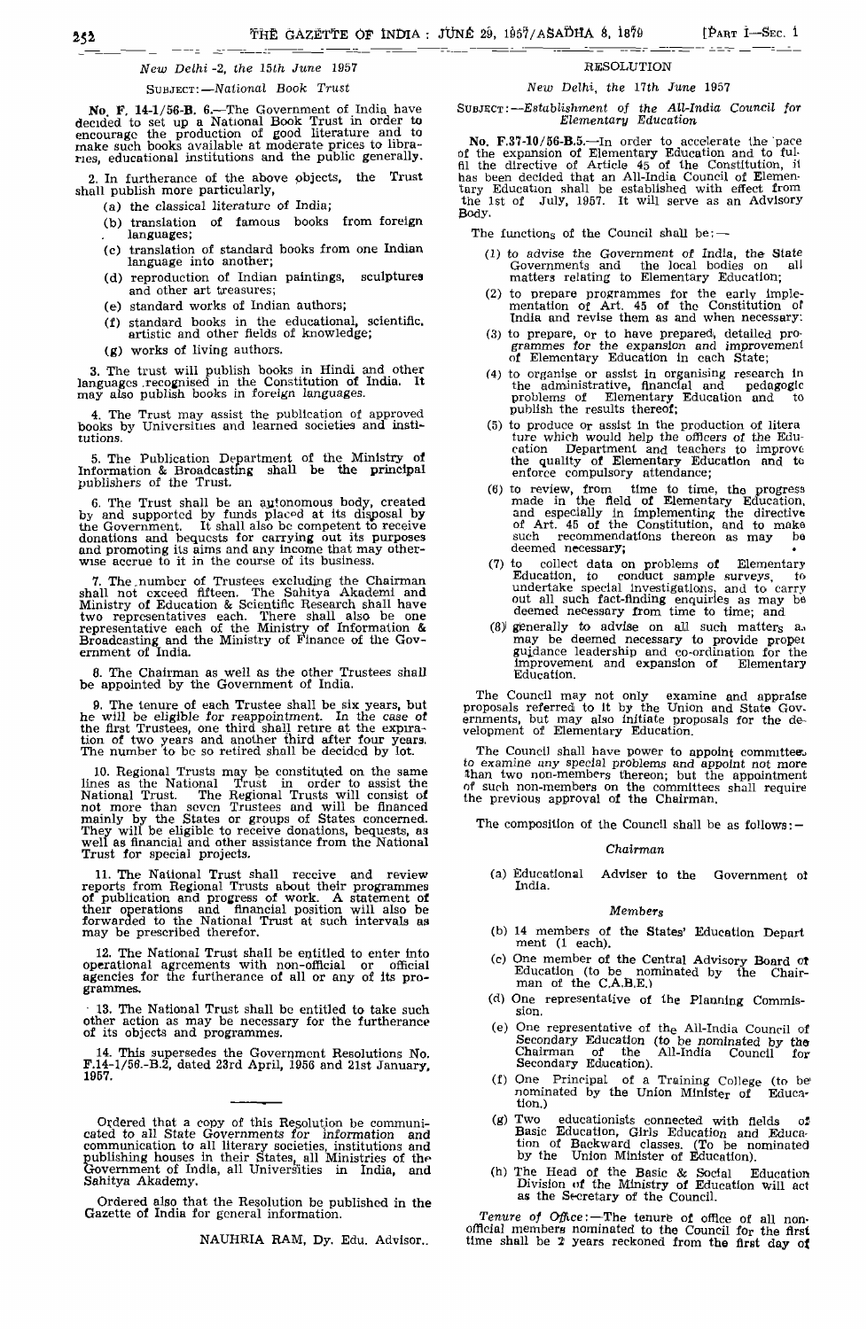*New Delhi -2, the 15th June 1957*

SUBJECT:—*National Book Trust*

**No. F. 14-1/56-B. 6.**—The Government of India have decided to set up a National Book Trust in order to encourage the production of good literature and to make such books available at moderate prices to libraries, educational institutions and the public generally.

2. In furtherance of the above objects, the Trust shall publish more particularly,

(a) the classical literature of India;

(b) translation of famous books from foreign languages;

(c) translation of standard books from one Indian language into another;

(d) reproduction of Indian paintings, sculptures and other art treasures;

(e) standard works of Indian authors;

(f) standard books in the educational, scientific, artistic and other fields of knowledge;

(g) works of living authors.

3. The trust will publish books in Hindi and other languages recognised in the Constitution of India. It may also publish books in foreign languages.

4. The Trust may assist the publication of approved books by Universities and learned societies and institutions.

5. The Publication Department of the Ministry of Information & Broadcasting shall be the principal publishers of the Trust.

6. The Trust shall be an autonomous body, created by and supported by funds placed at its disposal by the Government. It shall also be competent to receive donations and bequests for carrying out its purposes and promoting its aims and any income that may otherwise accrue to it in the course of its business.

7. The number of Trustees excluding the Chairman shall not exceed fifteen. The Sahitya Akademi and Ministry of Education & Scientific Research shall have two representatives each. There shall also be one representative each of the Ministry of Information & Broadcasting and the Ministry of Finance of the Government of India.

8. The Chairman as well as the other Trustees shall be appointed by the Government of India.

9. The tenure of each Trustee shall be six years, but he will be eligible for reappointment. In the case of the first Trustees, one third shall retire at the expiration of two years and another third after four years. The number to be so retired shall be decided by lot.

10. Regional Trusts may be constituted on the same lines as the National Trust in order to assist the National Trust. The Regional Trusts will consist of not more than seven Trustees and will be financed mainly by the States or groups of States concerned. They will be eligible to receive donations, bequests, as well as financial and other assistance from the National Trust for special projects.

11. The National Trust shall receive and review reports from Regional Trusts about their programmes of publication and progress of work. A statement of their operations and financial position will also be forwarded to the National Trust at such intervals as may be prescribed therefor.

12. The National Trust shall be entitled to enter into operational agreements with non-official or official agencies for the furtherance of all or any of its programmes.

13. The National Trust shall be entitled to take such other action as may be necessary for the furtherance of its objects and programmes.

14. This supersedes the Government Resolutions No. F.14-1/56.-B.2, dated 23rd April, 1956 and 21st January, 1957.

---

Ordered that a copy of this Resolution be communicated to all State Governments for information and communication to all literary societies, institutions and publishing houses in their States, all Ministries of the Government of India, all Universities in India, and Sahitya Akademy.

Ordered also that the Resolution be published in the Gazette of India for general information.

NAUHRIA RAM, Dy. Edu. Advisor.

## RESOLUTION

*New Delhi, the 17th June 1957*

SUBJECT:—*Establishment of the All-India Council for Elementary Education*

**No. F.37-10/56-B.5.**—In order to accelerate the pace of the expansion of Elementary Education and to fulfil the directive of Article 45 of the Constitution, it has been decided that an All-India Council of Elementary Education shall be established with effect from the 1st of July, 1957. It will serve as an Advisory Body.

The functions of the Council shall be:—

(1) to advise the Government of India, the State Governments and the local bodies on all matters relating to Elementary Education;

(2) to prepare programmes for the early implementation of Art. 45 of the Constitution of India and revise them as and when necessary;

(3) to prepare, or to have prepared, detailed programmes for the expansion and improvement of Elementary Education in each State;

(4) to organise or assist in organising research in the administrative, financial and pedagogic problems of Elementary Education and to publish the results thereof;

(5) to produce or assist in the production of literature which would help the officers of the Education Department and teachers to improve the quality of Elementary Education and to enforce compulsory attendance;

(6) to review, from time to time, the progress made in the field of Elementary Education, and especially in implementing the directive of Art. 45 of the Constitution, and to make such recommendations thereon as may be deemed necessary;

(7) to collect data on problems of Elementary Education, to conduct sample surveys, to undertake special investigations, and to carry out all such fact-finding enquiries as may be deemed necessary from time to time; and

(8) generally to advise on all such matters as may be deemed necessary to provide proper guidance leadership and co-ordination for the improvement and expansion of Elementary Education.

The Council may not only examine and appraise proposals referred to it by the Union and State Governments, but may also initiate proposals for the development of Elementary Education.

The Council shall have power to appoint committees to examine any special problems and appoint not more than two non-members thereon; but the appointment of such non-members on the committees shall require the previous approval of the Chairman.

The composition of the Council shall be as follows:—

*Chairman*

(a) Educational Adviser to the Government of India.

*Members*

(b) 14 members of the States' Education Department (1 each).

(c) One member of the Central Advisory Board of Education (to be nominated by the Chairman of the C.A.B.E.)

(d) One representative of the Planning Commission.

(e) One representative of the All-India Council of Secondary Education (to be nominated by the Chairman of the All-India Council for Secondary Education).

(f) One Principal of a Training College (to be nominated by the Union Minister of Education.)

(g) Two educationists connected with fields of Basic Education, Girls Education and Education of Backward classes. (To be nominated by the Union Minister of Education).

(h) The Head of the Basic & Social Education Division of the Ministry of Education will act as the Secretary of the Council.

*Tenure of Office*:—The tenure of office of all non-official members nominated to the Council for the first time shall be 2 years reckoned from the first day of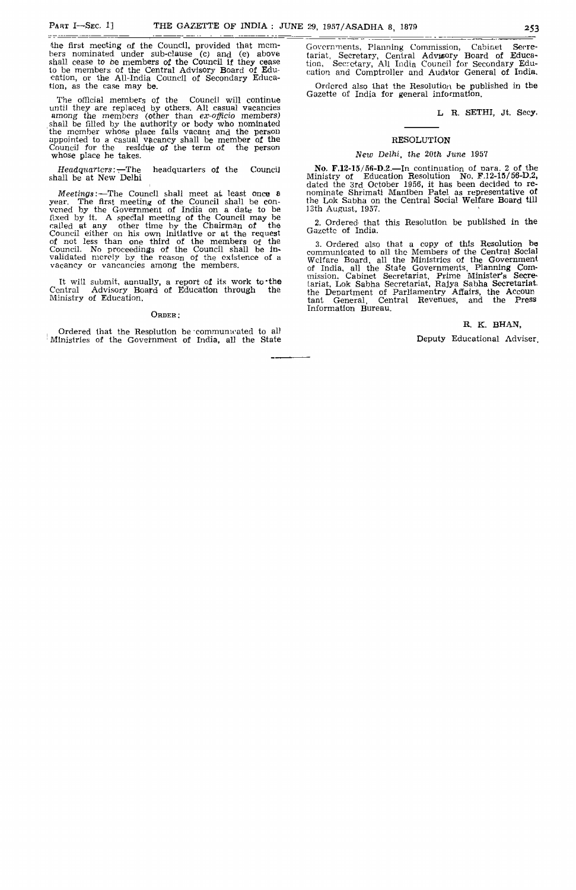the first meeting of the Council, provided that members nominated under sub-clause (c) and (e) above shall cease to be members of the Council if they cease to be members of the Central Advisory Board of Education, or the All-India Council of Secondary Education, as the case may be.

The official members of the Council will continue until they are replaced by others. All casual vacancies among the members (other than *ex-officio* members) shall be filled by the authority or body who nominated the member whose place falls vacant and the person appointed to a casual vacancy shall be member of the Council for the residue of the term of the person whose place he takes.

*Headquarters*:—The headquarters of the Council shall be at New Delhi

*Meetings*:—The Council shall meet at least once a year. The first meeting of the Council shall be convened by the Government of India on a date to be fixed by it. A special meeting of the Council may be called at any other time by the Chairman of the Council either on his own initiative or at the request of not less than one third of the members of the Council. No proceedings of the Council shall be invalidated merely by the reason of the existence of a vacancy or vancancies among the members.

It will submit, annually, a report of its work to the Central Advisory Board of Education through the Ministry of Education.

ORDER:

Ordered that the Resolution be communicated to all Ministries of the Government of India, all the State Governments, Planning Commission, Cabinet Secretariat, Secretary, Central Advisory Board of Education, Secretary, All India Council for Secondary Education and Comptroller and Auditor General of India.

Ordered also that the Resolution be published in the Gazette of India for general information.

L. R. SETHI, Jt. Secy.

## RESOLUTION

*New Delhi, the 20th June 1957*

**No. F.12-15/56-D.2.**—In continuation of para. 2 of the Ministry of Education Resolution No. F.12-15/56-D.2, dated the 3rd October 1956, it has been decided to re-nominate Shrimati Maniben Patel as representative of the Lok Sabha on the Central Social Welfare Board till 13th August, 1957.

2. Ordered that this Resolution be published in the Gazette of India.

3. Ordered also that a copy of this Resolution be communicated to all the Members of the Central Social Welfare Board, all the Ministries of the Government of India, all the State Governments, Planning Commission, Cabinet Secretariat, Prime Minister's Secretariat, Lok Sabha Secretariat, Rajya Sabha Secretariat, the Department of Parliamentry Affairs, the Accountant General, Central Revenues, and the Press Information Bureau.

R. K. BHAN,

Deputy Educational Adviser.